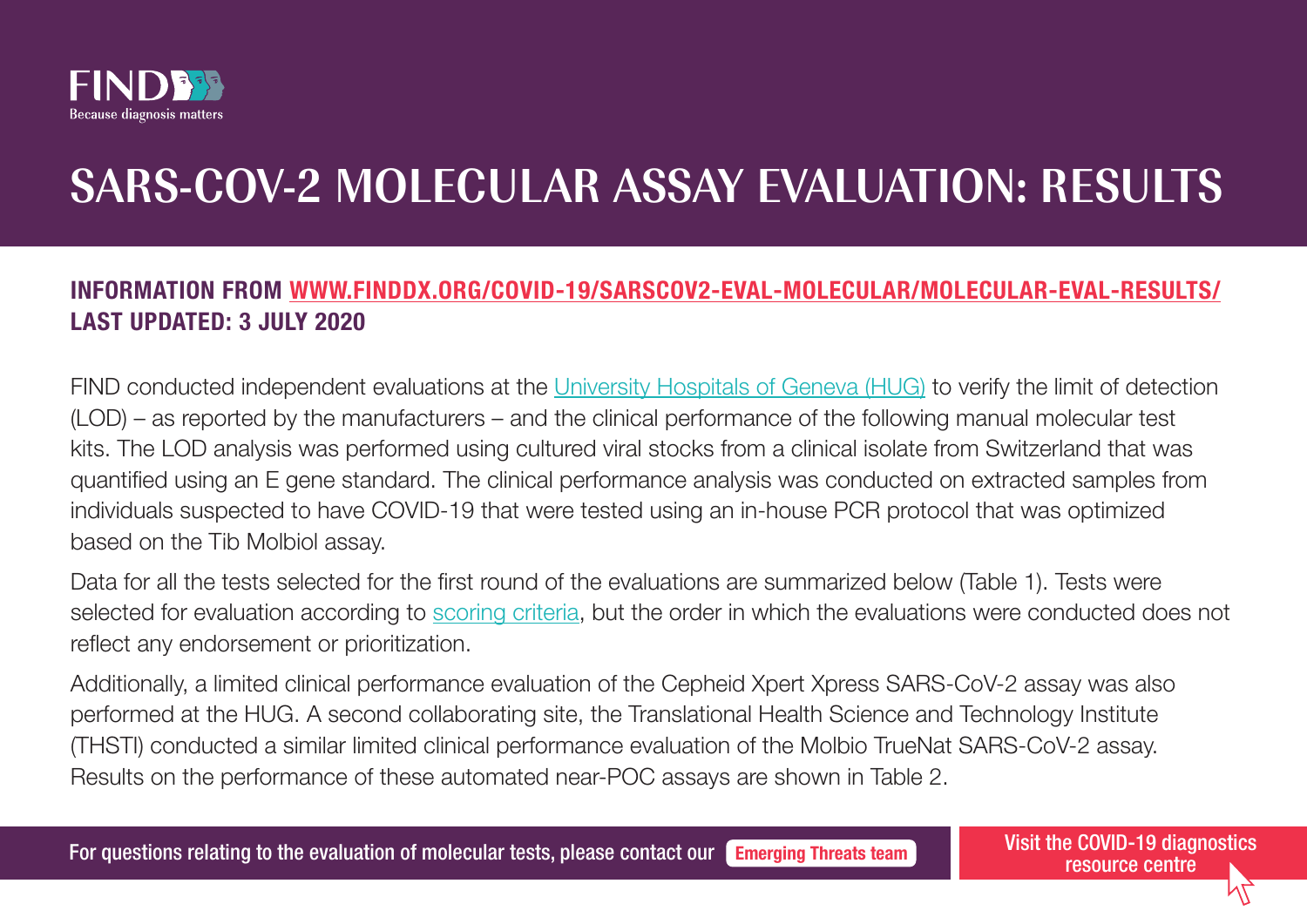FIND
Because diagnosis matters

# SARS-COV-2 MOLECULAR ASSAY EVALUATION: RESULTS

**INFORMATION FROM [WWW.FINDDX.ORG/COVID-19/SARSCOV2-EVAL-MOLECULAR/MOLECULAR-EVAL-RESULTS/](WWW.FINDDX.ORG/COVID-19/SARSCOV2-EVAL-MOLECULAR/MOLECULAR-EVAL-RESULTS/)**
**LAST UPDATED: 3 JULY 2020**

FIND conducted independent evaluations at the University Hospitals of Geneva (HUG) to verify the limit of detection (LOD) – as reported by the manufacturers – and the clinical performance of the following manual molecular test kits. The LOD analysis was performed using cultured viral stocks from a clinical isolate from Switzerland that was quantified using an E gene standard. The clinical performance analysis was conducted on extracted samples from individuals suspected to have COVID-19 that were tested using an in-house PCR protocol that was optimized based on the Tib Molbiol assay.

Data for all the tests selected for the first round of the evaluations are summarized below (Table 1). Tests were selected for evaluation according to scoring criteria, but the order in which the evaluations were conducted does not reflect any endorsement or prioritization.

Additionally, a limited clinical performance evaluation of the Cepheid Xpert Xpress SARS-CoV-2 assay was also performed at the HUG. A second collaborating site, the Translational Health Science and Technology Institute (THSTI) conducted a similar limited clinical performance evaluation of the Molbio TrueNat SARS-CoV-2 assay. Results on the performance of these automated near-POC assays are shown in Table 2.

For questions relating to the evaluation of molecular tests, please contact our Emerging Threats team

Visit the COVID-19 diagnostics resource centre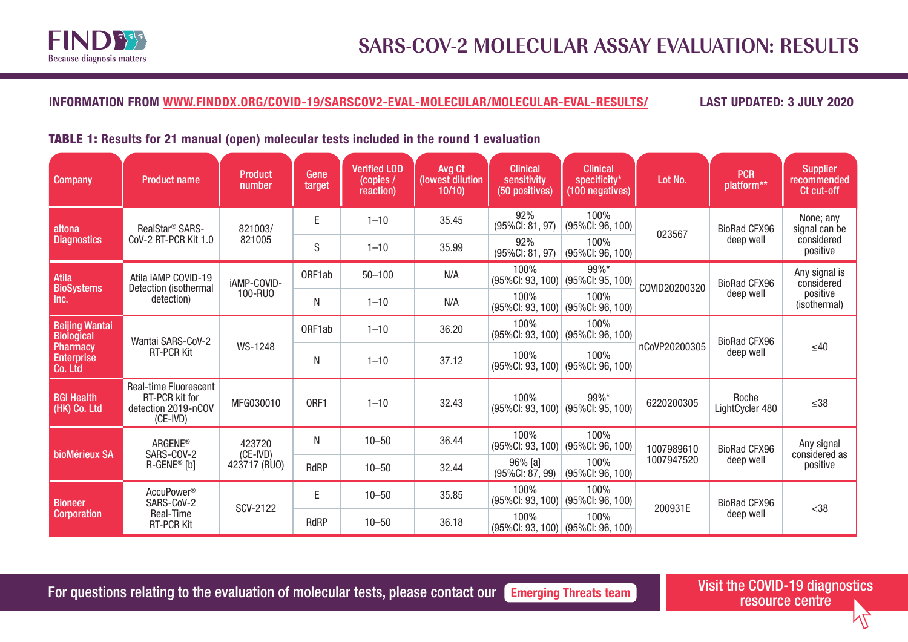# SARS-COV-2 MOLECULAR ASSAY EVALUATION: RESULTS

**INFORMATION FROM WWW.FINDDX.ORG/COVID-19/SARSCOV2-EVAL-MOLECULAR/MOLECULAR-EVAL-RESULTS/** **LAST UPDATED: 3 JULY 2020**

**TABLE 1: Results for 21 manual (open) molecular tests included in the round 1 evaluation**

| Company | Product name | Product number | Gene target | Verified LOD (copies / reaction) | Avg Ct (lowest dilution 10/10) | Clinical sensitivity (50 positives) | Clinical specificity* (100 negatives) | Lot No. | PCR platform** | Supplier recommended Ct cut-off |
|---|---|---|---|---|---|---|---|---|---|---|
| altona Diagnostics | RealStar® SARS-CoV-2 RT-PCR Kit 1.0 | 821003/ 821005 | E | 1–10 | 35.45 | 92% (95%CI: 81, 97) | 100% (95%CI: 96, 100) | 023567 | BioRad CFX96 deep well | None; any signal can be considered positive |
| | | | S | 1–10 | 35.99 | 92% (95%CI: 81, 97) | 100% (95%CI: 96, 100) | | | |
| Atila BioSystems Inc. | Atila iAMP COVID-19 Detection (isothermal detection) | iAMP-COVID-100-RUO | ORF1ab | 50–100 | N/A | 100% (95%CI: 93, 100) | 99%* (95%CI: 95, 100) | COVID20200320 | BioRad CFX96 deep well | Any signal is considered positive (isothermal) |
| | | | N | 1–10 | N/A | 100% (95%CI: 93, 100) | 100% (95%CI: 96, 100) | | | |
| Beijing Wantai Biological Pharmacy Enterprise Co. Ltd | Wantai SARS-CoV-2 RT-PCR Kit | WS-1248 | ORF1ab | 1–10 | 36.20 | 100% (95%CI: 93, 100) | 100% (95%CI: 96, 100) | nCoVP20200305 | BioRad CFX96 deep well | ≤40 |
| | | | N | 1–10 | 37.12 | 100% (95%CI: 93, 100) | 100% (95%CI: 96, 100) | | | |
| BGI Health (HK) Co. Ltd | Real-time Fluorescent RT-PCR kit for detection 2019-nCOV (CE-IVD) | MFG030010 | ORF1 | 1–10 | 32.43 | 100% (95%CI: 93, 100) | 99%* (95%CI: 95, 100) | 6220200305 | Roche LightCycler 480 | ≤38 |
| bioMérieux SA | ARGENE® SARS-COV-2 R-GENE® [b] | 423720 (CE-IVD) 423717 (RUO) | N | 10–50 | 36.44 | 100% (95%CI: 93, 100) | 100% (95%CI: 96, 100) | 1007989610 1007947520 | BioRad CFX96 deep well | Any signal considered as positive |
| | | | RdRP | 10–50 | 32.44 | 96% [a] (95%CI: 87, 99) | 100% (95%CI: 96, 100) | | | |
| Bioneer Corporation | AccuPower® SARS-CoV-2 Real-Time RT-PCR Kit | SCV-2122 | E | 10–50 | 35.85 | 100% (95%CI: 93, 100) | 100% (95%CI: 96, 100) | 200931E | BioRad CFX96 deep well | <38 |
| | | | RdRP | 10–50 | 36.18 | 100% (95%CI: 93, 100) | 100% (95%CI: 96, 100) | | | |

For questions relating to the evaluation of molecular tests, please contact our **Emerging Threats team**

Visit the COVID-19 diagnostics resource centre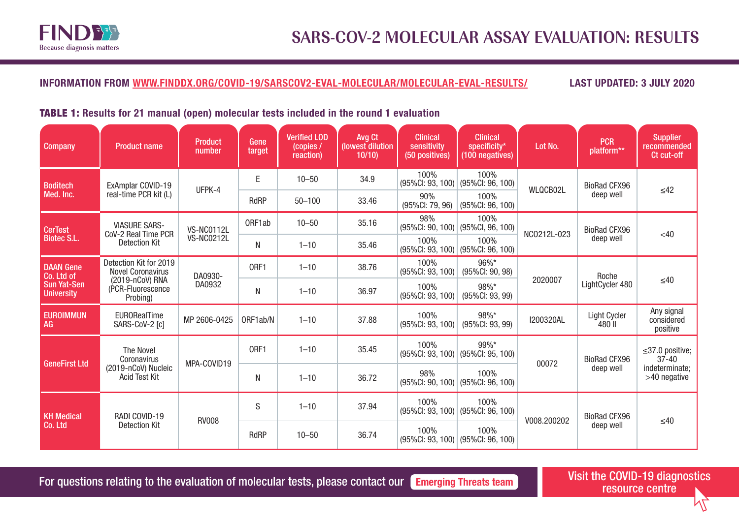# SARS-COV-2 MOLECULAR ASSAY EVALUATION: RESULTS

**INFORMATION FROM [WWW.FINDDX.ORG/COVID-19/SARSCOV2-EVAL-MOLECULAR/MOLECULAR-EVAL-RESULTS/](http://www.finddx.org/covid-19/sarscov2-eval-molecular/molecular-eval-results/)** **LAST UPDATED: 3 JULY 2020**

**TABLE 1:** Results for 21 manual (open) molecular tests included in the round 1 evaluation

| Company | Product name | Product number | Gene target | Verified LOD (copies / reaction) | Avg Ct (lowest dilution 10/10) | Clinical sensitivity (50 positives) | Clinical specificity* (100 negatives) | Lot No. | PCR platform** | Supplier recommended Ct cut-off |
|---|---|---|---|---|---|---|---|---|---|---|
| Boditech Med. Inc. | ExAmplar COVID-19 real-time PCR kit (L) | UFPK-4 | E | 10–50 | 34.9 | 100% (95%CI: 93, 100) | 100% (95%CI: 96, 100) | WLQCB02L | BioRad CFX96 deep well | ≤42 |
| | | | RdRP | 50–100 | 33.46 | 90% (95%CI: 79, 96) | 100% (95%CI: 96, 100) | | | |
| CerTest Biotec S.L. | VIASURE SARS-CoV-2 Real Time PCR Detection Kit | VS-NC0112L VS-NC0212L | ORF1ab | 10–50 | 35.16 | 98% (95%CI: 90, 100) | 100% (95%CI: 96, 100) | NCO212L-023 | BioRad CFX96 deep well | <40 |
| | | | N | 1–10 | 35.46 | 100% (95%CI: 93, 100) | 100% (95%CI: 96, 100) | | | |
| DAAN Gene Co. Ltd of Sun Yat-Sen University | Detection Kit for 2019 Novel Coronavirus (2019-nCoV) RNA (PCR-Fluorescence Probing) | DA0930-DA0932 | ORF1 | 1–10 | 38.76 | 100% (95%CI: 93, 100) | 96%* (95%CI: 90, 98) | 2020007 | Roche LightCycler 480 | ≤40 |
| | | | N | 1–10 | 36.97 | 100% (95%CI: 93, 100) | 98%* (95%CI: 93, 99) | | | |
| EUROIMMUN AG | EURORealTime SARS-CoV-2 [c] | MP 2606-0425 | ORF1ab/N | 1–10 | 37.88 | 100% (95%CI: 93, 100) | 98%* (95%CI: 93, 99) | I200320AL | Light Cycler 480 II | Any signal considered positive |
| GeneFirst Ltd | The Novel Coronavirus (2019-nCoV) Nucleic Acid Test Kit | MPA-COVID19 | ORF1 | 1–10 | 35.45 | 100% (95%CI: 93, 100) | 99%* (95%CI: 95, 100) | 00072 | BioRad CFX96 deep well | ≤37.0 positive; 37-40 indeterminate; >40 negative |
| | | | N | 1–10 | 36.72 | 98% (95%CI: 90, 100) | 100% (95%CI: 96, 100) | | | |
| KH Medical Co. Ltd | RADI COVID-19 Detection Kit | RV008 | S | 1–10 | 37.94 | 100% (95%CI: 93, 100) | 100% (95%CI: 96, 100) | V008.200202 | BioRad CFX96 deep well | ≤40 |
| | | | RdRP | 10–50 | 36.74 | 100% (95%CI: 93, 100) | 100% (95%CI: 96, 100) | | | |

For questions relating to the evaluation of molecular tests, please contact our **Emerging Threats team**

Visit the COVID-19 diagnostics resource centre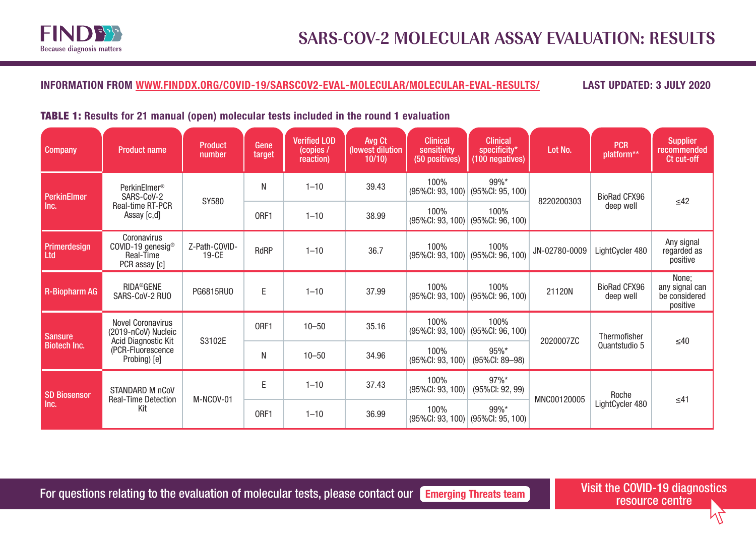# SARS-COV-2 MOLECULAR ASSAY EVALUATION: RESULTS

**INFORMATION FROM WWW.FINDDX.ORG/COVID-19/SARSCOV2-EVAL-MOLECULAR/MOLECULAR-EVAL-RESULTS/** **LAST UPDATED: 3 JULY 2020**

**TABLE 1: Results for 21 manual (open) molecular tests included in the round 1 evaluation**

| Company | Product name | Product number | Gene target | Verified LOD (copies / reaction) | Avg Ct (lowest dilution 10/10) | Clinical sensitivity (50 positives) | Clinical specificity* (100 negatives) | Lot No. | PCR platform** | Supplier recommended Ct cut-off |
|---|---|---|---|---|---|---|---|---|---|---|
| PerkinElmer Inc. | PerkinElmer® SARS-CoV-2 Real-time RT-PCR Assay [c,d] | SY580 | N | 1–10 | 39.43 | 100% (95%CI: 93, 100) | 99%* (95%CI: 95, 100) | 8220200303 | BioRad CFX96 deep well | ≤42 |
| | | | ORF1 | 1–10 | 38.99 | 100% (95%CI: 93, 100) | 100% (95%CI: 96, 100) | | | |
| Primerdesign Ltd | Coronavirus COVID-19 genesig® Real-Time PCR assay [c] | Z-Path-COVID-19-CE | RdRP | 1–10 | 36.7 | 100% (95%CI: 93, 100) | 100% (95%CI: 96, 100) | JN-02780-0009 | LightCycler 480 | Any signal regarded as positive |
| R-Biopharm AG | RIDA®GENE SARS-CoV-2 RUO | PG6815RUO | E | 1–10 | 37.99 | 100% (95%CI: 93, 100) | 100% (95%CI: 96, 100) | 21120N | BioRad CFX96 deep well | None; any signal can be considered positive |
| Sansure Biotech Inc. | Novel Coronavirus (2019-nCoV) Nucleic Acid Diagnostic Kit (PCR-Fluorescence Probing) [e] | S3102E | ORF1 | 10–50 | 35.16 | 100% (95%CI: 93, 100) | 100% (95%CI: 96, 100) | 2020007ZC | Thermofisher Quantstudio 5 | ≤40 |
| | | | N | 10–50 | 34.96 | 100% (95%CI: 93, 100) | 95%* (95%CI: 89–98) | | | |
| SD Biosensor Inc. | STANDARD M nCoV Real-Time Detection Kit | M-NCOV-01 | E | 1–10 | 37.43 | 100% (95%CI: 93, 100) | 97%* (95%CI: 92, 99) | MNC00120005 | Roche LightCycler 480 | ≤41 |
| | | | ORF1 | 1–10 | 36.99 | 100% (95%CI: 93, 100) | 99%* (95%CI: 95, 100) | | | |

For questions relating to the evaluation of molecular tests, please contact our **Emerging Threats team**

Visit the COVID-19 diagnostics resource centre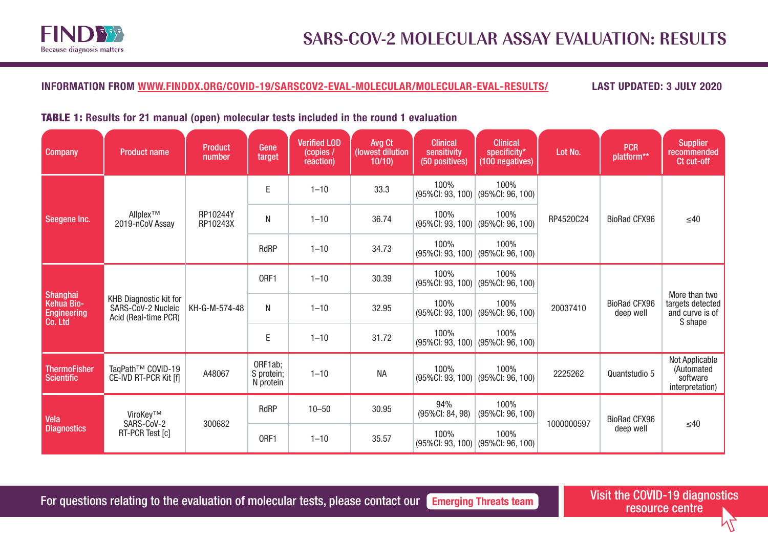# SARS-COV-2 MOLECULAR ASSAY EVALUATION: RESULTS

**INFORMATION FROM [WWW.FINDDX.ORG/COVID-19/SARSCOV2-EVAL-MOLECULAR/MOLECULAR-EVAL-RESULTS/](WWW.FINDDX.ORG/COVID-19/SARSCOV2-EVAL-MOLECULAR/MOLECULAR-EVAL-RESULTS/)** **LAST UPDATED: 3 JULY 2020**

**TABLE 1: Results for 21 manual (open) molecular tests included in the round 1 evaluation**

| Company | Product name | Product number | Gene target | Verified LOD (copies / reaction) | Avg Ct (lowest dilution 10/10) | Clinical sensitivity (50 positives) | Clinical specificity* (100 negatives) | Lot No. | PCR platform** | Supplier recommended Ct cut-off |
|---|---|---|---|---|---|---|---|---|---|---|
| Seegene Inc. | Allplex™ 2019-nCoV Assay | RP10244Y RP10243X | E | 1–10 | 33.3 | 100% (95%CI: 93, 100) | 100% (95%CI: 96, 100) | RP4520C24 | BioRad CFX96 | ≤40 |
| | | | N | 1–10 | 36.74 | 100% (95%CI: 93, 100) | 100% (95%CI: 96, 100) | | | |
| | | | RdRP | 1–10 | 34.73 | 100% (95%CI: 93, 100) | 100% (95%CI: 96, 100) | | | |
| Shanghai Kehua Bio-Engineering Co. Ltd | KHB Diagnostic kit for SARS-CoV-2 Nucleic Acid (Real-time PCR) | KH-G-M-574-48 | ORF1 | 1–10 | 30.39 | 100% (95%CI: 93, 100) | 100% (95%CI: 96, 100) | 20037410 | BioRad CFX96 deep well | More than two targets detected and curve is of S shape |
| | | | N | 1–10 | 32.95 | 100% (95%CI: 93, 100) | 100% (95%CI: 96, 100) | | | |
| | | | E | 1–10 | 31.72 | 100% (95%CI: 93, 100) | 100% (95%CI: 96, 100) | | | |
| ThermoFisher Scientific | TaqPath™ COVID-19 CE-IVD RT-PCR Kit [f] | A48067 | ORF1ab; S protein; N protein | 1–10 | NA | 100% (95%CI: 93, 100) | 100% (95%CI: 96, 100) | 2225262 | Quantstudio 5 | Not Applicable (Automated software interpretation) |
| Vela Diagnostics | ViroKey™ SARS-CoV-2 RT-PCR Test [c] | 300682 | RdRP | 10–50 | 30.95 | 94% (95%CI: 84, 98) | 100% (95%CI: 96, 100) | 1000000597 | BioRad CFX96 deep well | ≤40 |
| | | | ORF1 | 1–10 | 35.57 | 100% (95%CI: 93, 100) | 100% (95%CI: 96, 100) | | | |

For questions relating to the evaluation of molecular tests, please contact our **Emerging Threats team**

Visit the COVID-19 diagnostics resource centre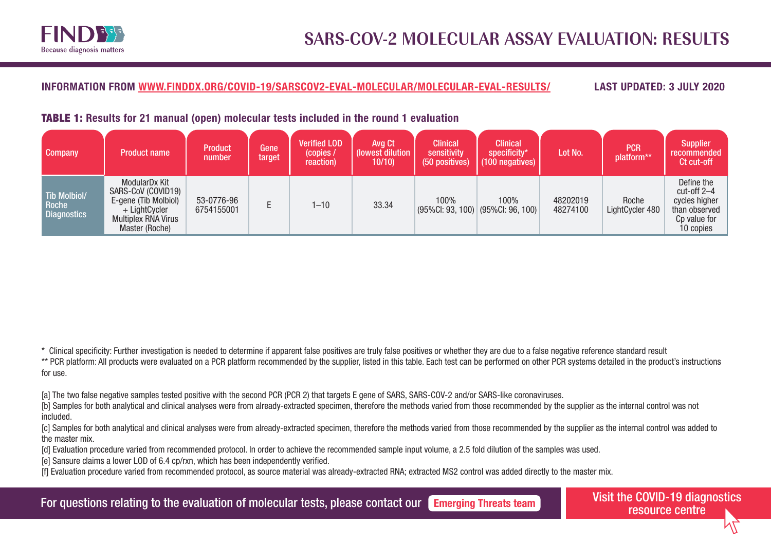# SARS-COV-2 MOLECULAR ASSAY EVALUATION: RESULTS

**INFORMATION FROM WWW.FINDDX.ORG/COVID-19/SARSCOV2-EVAL-MOLECULAR/MOLECULAR-EVAL-RESULTS/** **LAST UPDATED: 3 JULY 2020**

**TABLE 1: Results for 21 manual (open) molecular tests included in the round 1 evaluation**

| Company | Product name | Product number | Gene target | Verified LOD (copies / reaction) | Avg Ct (lowest dilution 10/10) | Clinical sensitivity (50 positives) | Clinical specificity* (100 negatives) | Lot No. | PCR platform** | Supplier recommended Ct cut-off |
|---|---|---|---|---|---|---|---|---|---|---|
| Tib Molbiol/ Roche Diagnostics | ModularDx Kit SARS-CoV (COVID19) E-gene (Tib Molbiol) + LightCycler Multiplex RNA Virus Master (Roche) | 53-0776-96 6754155001 | E | 1–10 | 33.34 | 100% (95%CI: 93, 100) | 100% (95%CI: 96, 100) | 48202019 48274100 | Roche LightCycler 480 | Define the cut-off 2–4 cycles higher than observed Cp value for 10 copies |

\* Clinical specificity: Further investigation is needed to determine if apparent false positives are truly false positives or whether they are due to a false negative reference standard result

** PCR platform: All products were evaluated on a PCR platform recommended by the supplier, listed in this table. Each test can be performed on other PCR systems detailed in the product's instructions for use.

[a] The two false negative samples tested positive with the second PCR (PCR 2) that targets E gene of SARS, SARS-COV-2 and/or SARS-like coronaviruses.

[b] Samples for both analytical and clinical analyses were from already-extracted specimen, therefore the methods varied from those recommended by the supplier as the internal control was not included.

[c] Samples for both analytical and clinical analyses were from already-extracted specimen, therefore the methods varied from those recommended by the supplier as the internal control was added to the master mix.

[d] Evaluation procedure varied from recommended protocol. In order to achieve the recommended sample input volume, a 2.5 fold dilution of the samples was used.

[e] Sansure claims a lower LOD of 6.4 cp/rxn, which has been independently verified.

[f] Evaluation procedure varied from recommended protocol, as source material was already-extracted RNA; extracted MS2 control was added directly to the master mix.

For questions relating to the evaluation of molecular tests, please contact our **Emerging Threats team**

Visit the COVID-19 diagnostics resource centre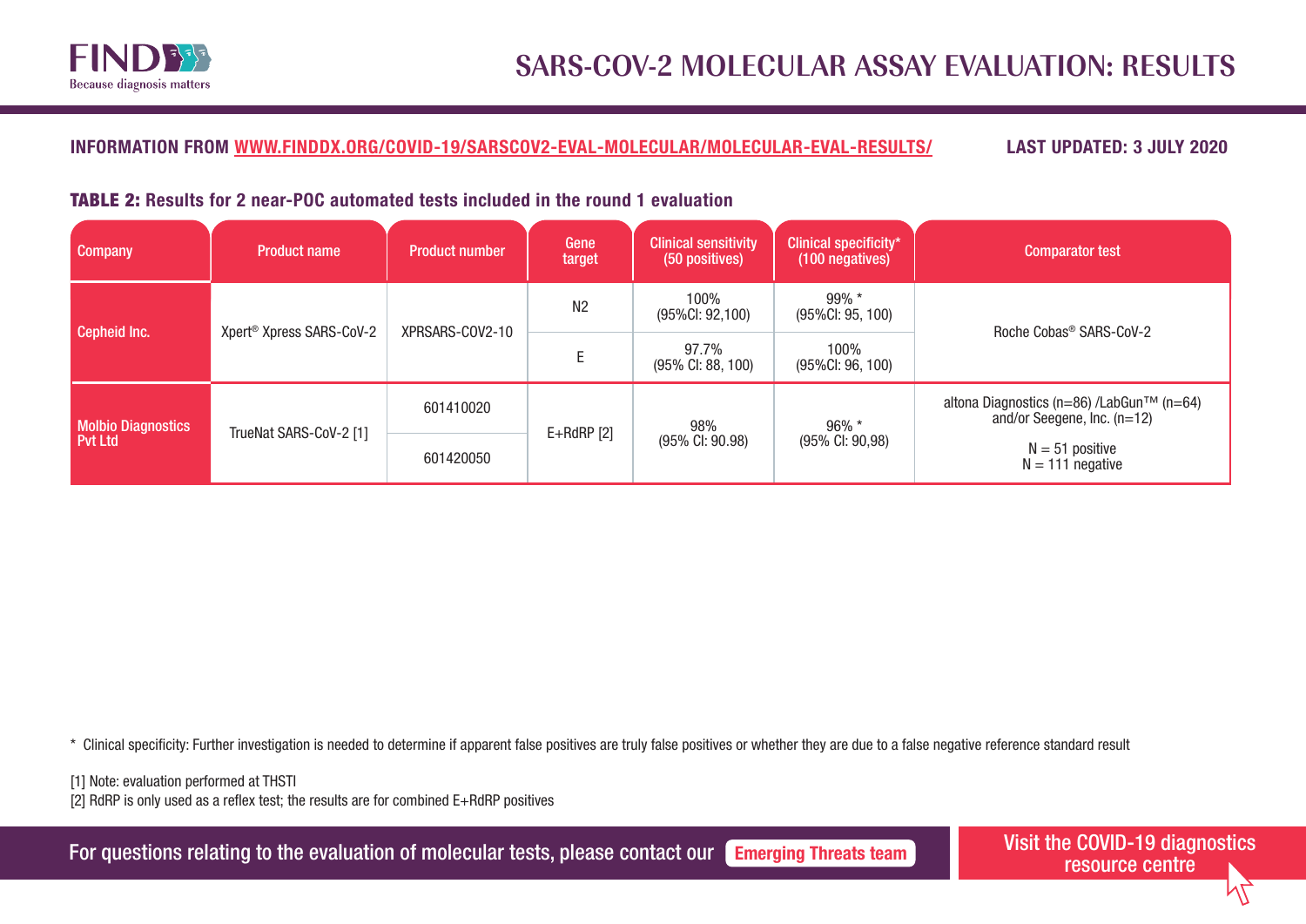# SARS-COV-2 MOLECULAR ASSAY EVALUATION: RESULTS

**INFORMATION FROM [WWW.FINDDX.ORG/COVID-19/SARSCOV2-EVAL-MOLECULAR/MOLECULAR-EVAL-RESULTS/](WWW.FINDDX.ORG/COVID-19/SARSCOV2-EVAL-MOLECULAR/MOLECULAR-EVAL-RESULTS/)**

**LAST UPDATED: 3 JULY 2020**

**TABLE 2: Results for 2 near-POC automated tests included in the round 1 evaluation**

| Company | Product name | Product number | Gene target | Clinical sensitivity (50 positives) | Clinical specificity* (100 negatives) | Comparator test |
|---|---|---|---|---|---|---|
| Cepheid Inc. | Xpert® Xpress SARS-CoV-2 | XPRSARS-COV2-10 | N2 | 100% (95%CI: 92,100) | 99% * (95%CI: 95, 100) | Roche Cobas® SARS-CoV-2 |
| | | | E | 97.7% (95% CI: 88, 100) | 100% (95%CI: 96, 100) | |
| Molbio Diagnostics Pvt Ltd | TrueNat SARS-CoV-2 [1] | 601410020 | E+RdRP [2] | 98% (95% CI: 90.98) | 96% * (95% CI: 90,98) | altona Diagnostics (n=86) /LabGun™ (n=64) and/or Seegene, Inc. (n=12) N = 51 positive N = 111 negative |
| | | 601420050 | | | | |

* Clinical specificity: Further investigation is needed to determine if apparent false positives are truly false positives or whether they are due to a false negative reference standard result

[1] Note: evaluation performed at THSTI
[2] RdRP is only used as a reflex test; the results are for combined E+RdRP positives

For questions relating to the evaluation of molecular tests, please contact our **Emerging Threats team**

Visit the COVID-19 diagnostics resource centre